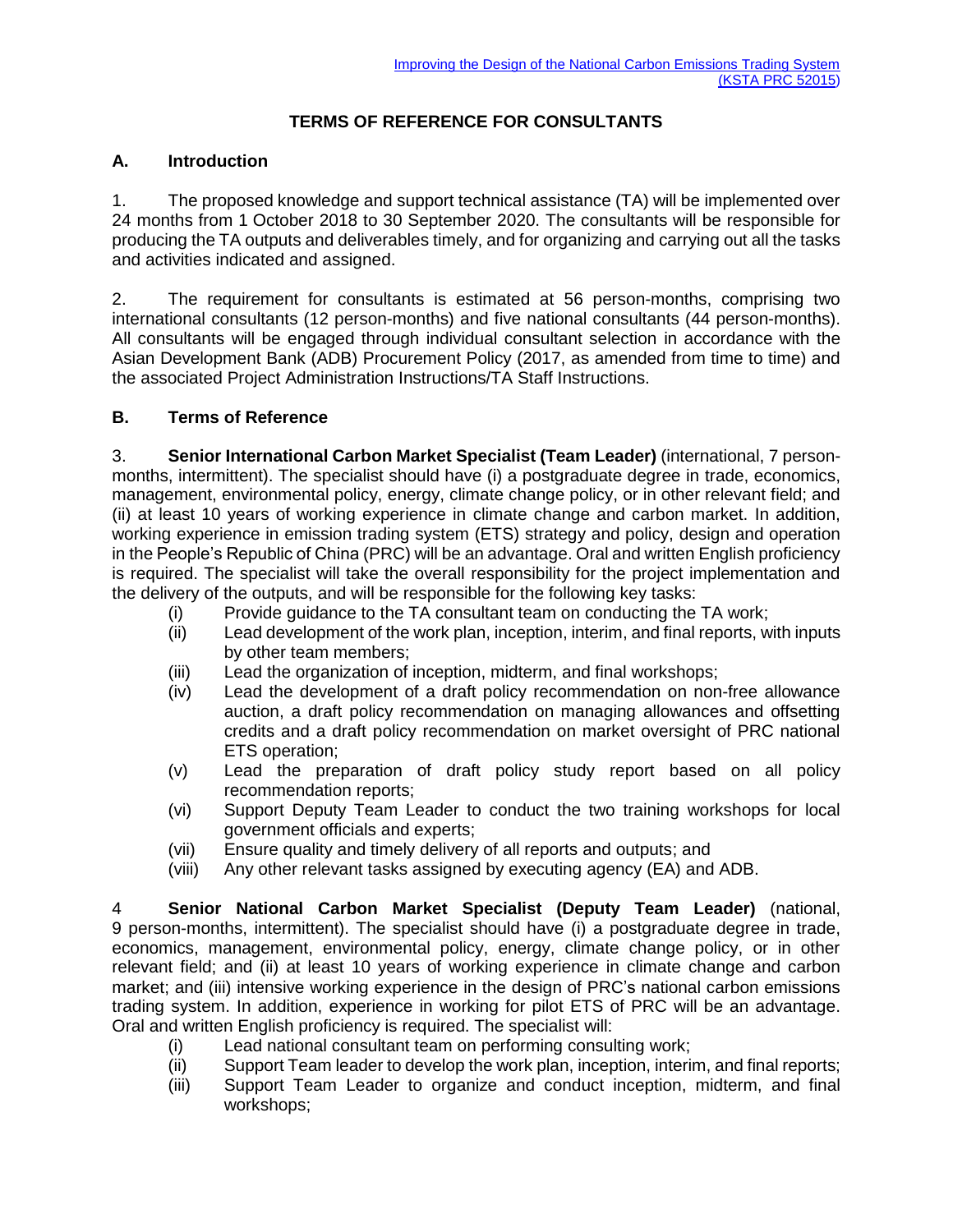Improving the Design of the National Carbon Emissions Trading System (KSTA PRC 52015)

## TERMS OF REFERENCE FOR CONSULTANTS

### A. Introduction

1. The proposed knowledge and support technical assistance (TA) will be implemented over 24 months from 1 October 2018 to 30 September 2020. The consultants will be responsible for producing the TA outputs and deliverables timely, and for organizing and carrying out all the tasks and activities indicated and assigned.

2. The requirement for consultants is estimated at 56 person-months, comprising two international consultants (12 person-months) and five national consultants (44 person-months). All consultants will be engaged through individual consultant selection in accordance with the Asian Development Bank (ADB) Procurement Policy (2017, as amended from time to time) and the associated Project Administration Instructions/TA Staff Instructions.

### B. Terms of Reference

3. **Senior International Carbon Market Specialist (Team Leader)** (international, 7 person-months, intermittent). The specialist should have (i) a postgraduate degree in trade, economics, management, environmental policy, energy, climate change policy, or in other relevant field; and (ii) at least 10 years of working experience in climate change and carbon market. In addition, working experience in emission trading system (ETS) strategy and policy, design and operation in the People's Republic of China (PRC) will be an advantage. Oral and written English proficiency is required. The specialist will take the overall responsibility for the project implementation and the delivery of the outputs, and will be responsible for the following key tasks:

   (i) Provide guidance to the TA consultant team on conducting the TA work;
   (ii) Lead development of the work plan, inception, interim, and final reports, with inputs by other team members;
   (iii) Lead the organization of inception, midterm, and final workshops;
   (iv) Lead the development of a draft policy recommendation on non-free allowance auction, a draft policy recommendation on managing allowances and offsetting credits and a draft policy recommendation on market oversight of PRC national ETS operation;
   (v) Lead the preparation of draft policy study report based on all policy recommendation reports;
   (vi) Support Deputy Team Leader to conduct the two training workshops for local government officials and experts;
   (vii) Ensure quality and timely delivery of all reports and outputs; and
   (viii) Any other relevant tasks assigned by executing agency (EA) and ADB.

4 **Senior National Carbon Market Specialist (Deputy Team Leader)** (national, 9 person-months, intermittent). The specialist should have (i) a postgraduate degree in trade, economics, management, environmental policy, energy, climate change policy, or in other relevant field; and (ii) at least 10 years of working experience in climate change and carbon market; and (iii) intensive working experience in the design of PRC's national carbon emissions trading system. In addition, experience in working for pilot ETS of PRC will be an advantage. Oral and written English proficiency is required. The specialist will:

   (i) Lead national consultant team on performing consulting work;
   (ii) Support Team leader to develop the work plan, inception, interim, and final reports;
   (iii) Support Team Leader to organize and conduct inception, midterm, and final workshops;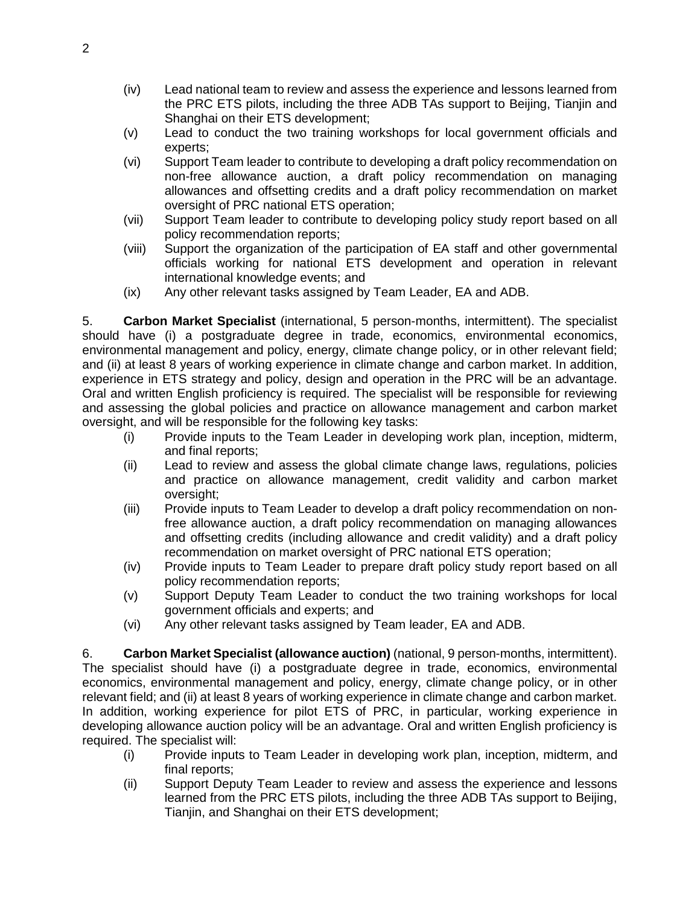(iv) Lead national team to review and assess the experience and lessons learned from the PRC ETS pilots, including the three ADB TAs support to Beijing, Tianjin and Shanghai on their ETS development;

(v) Lead to conduct the two training workshops for local government officials and experts;

(vi) Support Team leader to contribute to developing a draft policy recommendation on non-free allowance auction, a draft policy recommendation on managing allowances and offsetting credits and a draft policy recommendation on market oversight of PRC national ETS operation;

(vii) Support Team leader to contribute to developing policy study report based on all policy recommendation reports;

(viii) Support the organization of the participation of EA staff and other governmental officials working for national ETS development and operation in relevant international knowledge events; and

(ix) Any other relevant tasks assigned by Team Leader, EA and ADB.

5. **Carbon Market Specialist** (international, 5 person-months, intermittent). The specialist should have (i) a postgraduate degree in trade, economics, environmental economics, environmental management and policy, energy, climate change policy, or in other relevant field; and (ii) at least 8 years of working experience in climate change and carbon market. In addition, experience in ETS strategy and policy, design and operation in the PRC will be an advantage. Oral and written English proficiency is required. The specialist will be responsible for reviewing and assessing the global policies and practice on allowance management and carbon market oversight, and will be responsible for the following key tasks:

(i) Provide inputs to the Team Leader in developing work plan, inception, midterm, and final reports;

(ii) Lead to review and assess the global climate change laws, regulations, policies and practice on allowance management, credit validity and carbon market oversight;

(iii) Provide inputs to Team Leader to develop a draft policy recommendation on non-free allowance auction, a draft policy recommendation on managing allowances and offsetting credits (including allowance and credit validity) and a draft policy recommendation on market oversight of PRC national ETS operation;

(iv) Provide inputs to Team Leader to prepare draft policy study report based on all policy recommendation reports;

(v) Support Deputy Team Leader to conduct the two training workshops for local government officials and experts; and

(vi) Any other relevant tasks assigned by Team leader, EA and ADB.

6. **Carbon Market Specialist (allowance auction)** (national, 9 person-months, intermittent). The specialist should have (i) a postgraduate degree in trade, economics, environmental economics, environmental management and policy, energy, climate change policy, or in other relevant field; and (ii) at least 8 years of working experience in climate change and carbon market. In addition, working experience for pilot ETS of PRC, in particular, working experience in developing allowance auction policy will be an advantage. Oral and written English proficiency is required. The specialist will:

(i) Provide inputs to Team Leader in developing work plan, inception, midterm, and final reports;

(ii) Support Deputy Team Leader to review and assess the experience and lessons learned from the PRC ETS pilots, including the three ADB TAs support to Beijing, Tianjin, and Shanghai on their ETS development;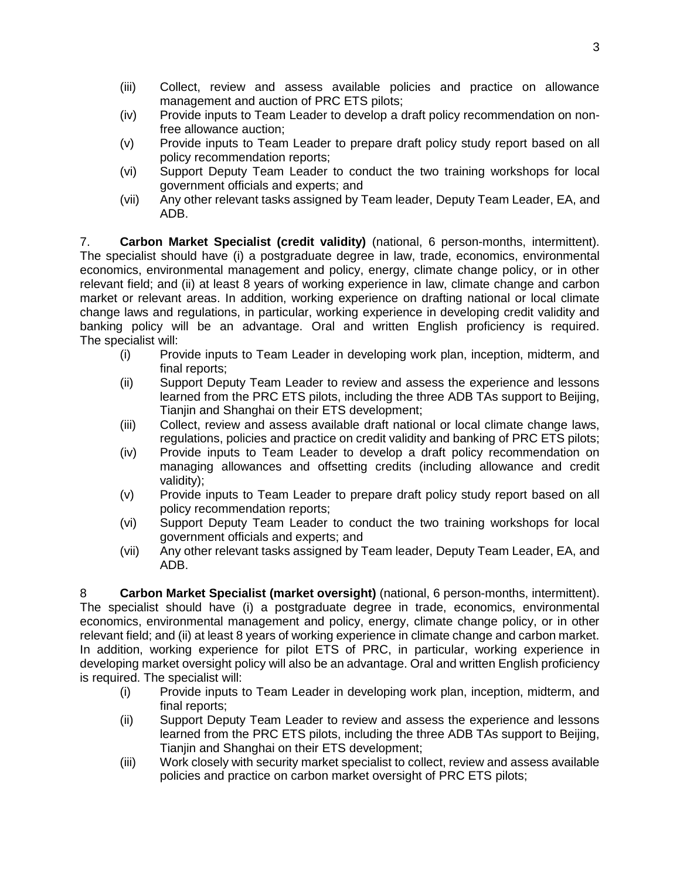(iii) Collect, review and assess available policies and practice on allowance management and auction of PRC ETS pilots;

(iv) Provide inputs to Team Leader to develop a draft policy recommendation on non-free allowance auction;

(v) Provide inputs to Team Leader to prepare draft policy study report based on all policy recommendation reports;

(vi) Support Deputy Team Leader to conduct the two training workshops for local government officials and experts; and

(vii) Any other relevant tasks assigned by Team leader, Deputy Team Leader, EA, and ADB.

7. **Carbon Market Specialist (credit validity)** (national, 6 person-months, intermittent). The specialist should have (i) a postgraduate degree in law, trade, economics, environmental economics, environmental management and policy, energy, climate change policy, or in other relevant field; and (ii) at least 8 years of working experience in law, climate change and carbon market or relevant areas. In addition, working experience on drafting national or local climate change laws and regulations, in particular, working experience in developing credit validity and banking policy will be an advantage. Oral and written English proficiency is required. The specialist will:

(i) Provide inputs to Team Leader in developing work plan, inception, midterm, and final reports;

(ii) Support Deputy Team Leader to review and assess the experience and lessons learned from the PRC ETS pilots, including the three ADB TAs support to Beijing, Tianjin and Shanghai on their ETS development;

(iii) Collect, review and assess available draft national or local climate change laws, regulations, policies and practice on credit validity and banking of PRC ETS pilots;

(iv) Provide inputs to Team Leader to develop a draft policy recommendation on managing allowances and offsetting credits (including allowance and credit validity);

(v) Provide inputs to Team Leader to prepare draft policy study report based on all policy recommendation reports;

(vi) Support Deputy Team Leader to conduct the two training workshops for local government officials and experts; and

(vii) Any other relevant tasks assigned by Team leader, Deputy Team Leader, EA, and ADB.

8 **Carbon Market Specialist (market oversight)** (national, 6 person-months, intermittent). The specialist should have (i) a postgraduate degree in trade, economics, environmental economics, environmental management and policy, energy, climate change policy, or in other relevant field; and (ii) at least 8 years of working experience in climate change and carbon market. In addition, working experience for pilot ETS of PRC, in particular, working experience in developing market oversight policy will also be an advantage. Oral and written English proficiency is required. The specialist will:

(i) Provide inputs to Team Leader in developing work plan, inception, midterm, and final reports;

(ii) Support Deputy Team Leader to review and assess the experience and lessons learned from the PRC ETS pilots, including the three ADB TAs support to Beijing, Tianjin and Shanghai on their ETS development;

(iii) Work closely with security market specialist to collect, review and assess available policies and practice on carbon market oversight of PRC ETS pilots;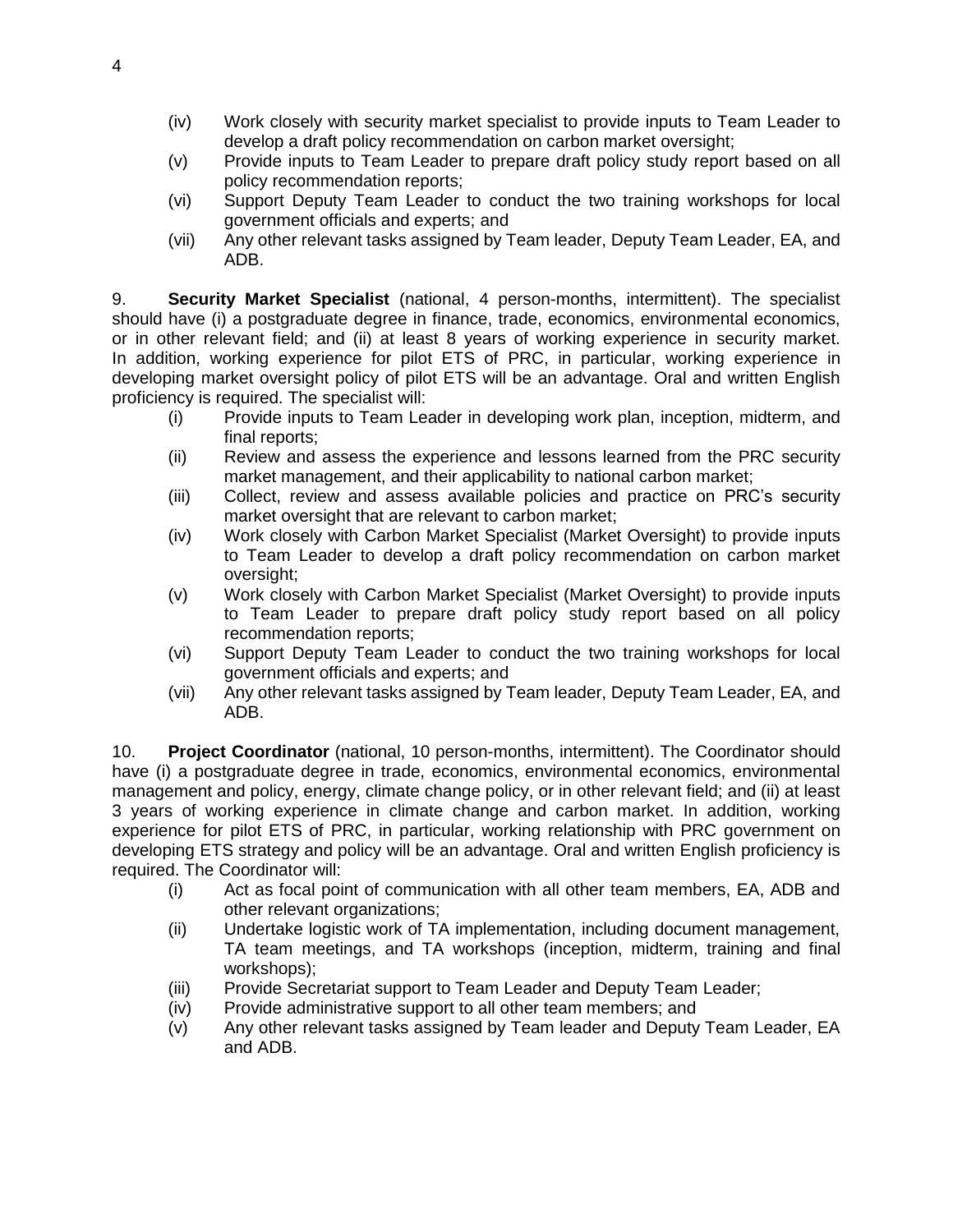(iv) Work closely with security market specialist to provide inputs to Team Leader to develop a draft policy recommendation on carbon market oversight;

(v) Provide inputs to Team Leader to prepare draft policy study report based on all policy recommendation reports;

(vi) Support Deputy Team Leader to conduct the two training workshops for local government officials and experts; and

(vii) Any other relevant tasks assigned by Team leader, Deputy Team Leader, EA, and ADB.

9. **Security Market Specialist** (national, 4 person-months, intermittent). The specialist should have (i) a postgraduate degree in finance, trade, economics, environmental economics, or in other relevant field; and (ii) at least 8 years of working experience in security market. In addition, working experience for pilot ETS of PRC, in particular, working experience in developing market oversight policy of pilot ETS will be an advantage. Oral and written English proficiency is required. The specialist will:

(i) Provide inputs to Team Leader in developing work plan, inception, midterm, and final reports;

(ii) Review and assess the experience and lessons learned from the PRC security market management, and their applicability to national carbon market;

(iii) Collect, review and assess available policies and practice on PRC's security market oversight that are relevant to carbon market;

(iv) Work closely with Carbon Market Specialist (Market Oversight) to provide inputs to Team Leader to develop a draft policy recommendation on carbon market oversight;

(v) Work closely with Carbon Market Specialist (Market Oversight) to provide inputs to Team Leader to prepare draft policy study report based on all policy recommendation reports;

(vi) Support Deputy Team Leader to conduct the two training workshops for local government officials and experts; and

(vii) Any other relevant tasks assigned by Team leader, Deputy Team Leader, EA, and ADB.

10. **Project Coordinator** (national, 10 person-months, intermittent). The Coordinator should have (i) a postgraduate degree in trade, economics, environmental economics, environmental management and policy, energy, climate change policy, or in other relevant field; and (ii) at least 3 years of working experience in climate change and carbon market. In addition, working experience for pilot ETS of PRC, in particular, working relationship with PRC government on developing ETS strategy and policy will be an advantage. Oral and written English proficiency is required. The Coordinator will:

(i) Act as focal point of communication with all other team members, EA, ADB and other relevant organizations;

(ii) Undertake logistic work of TA implementation, including document management, TA team meetings, and TA workshops (inception, midterm, training and final workshops);

(iii) Provide Secretariat support to Team Leader and Deputy Team Leader;

(iv) Provide administrative support to all other team members; and

(v) Any other relevant tasks assigned by Team leader and Deputy Team Leader, EA and ADB.